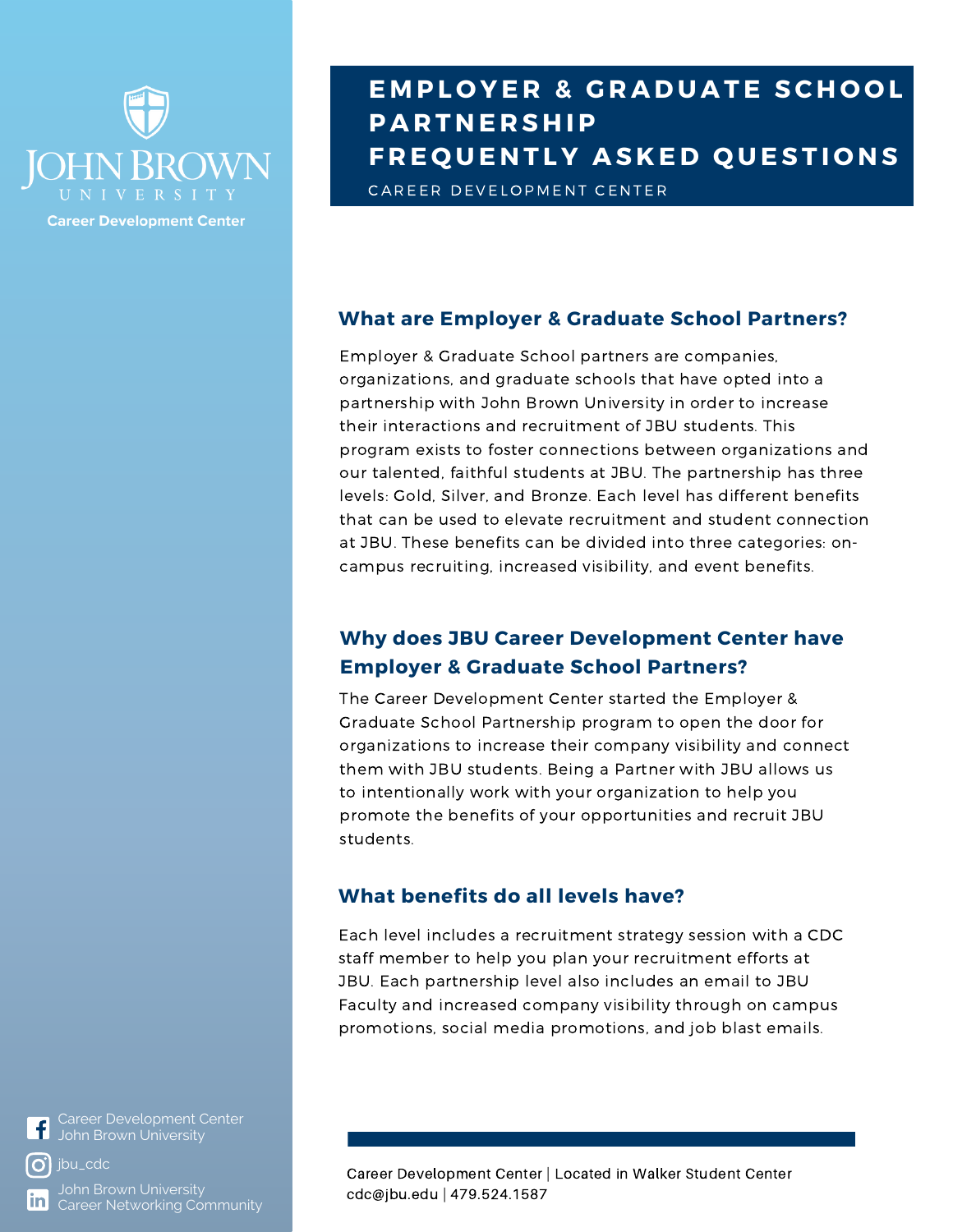John Brown University

Career Development Center

# EMPLOYER & GRADUATE SCHOOL PARTNERSHIP FREQUENTLY ASKED QUESTIONS

CAREER DEVELOPMENT CENTER

## What are Employer & Graduate School Partners?

Employer & Graduate School partners are companies, organizations, and graduate schools that have opted into a partnership with John Brown University in order to increase their interactions and recruitment of JBU students. This program exists to foster connections between organizations and our talented, faithful students at JBU. The partnership has three levels: Gold, Silver, and Bronze. Each level has different benefits that can be used to elevate recruitment and student connection at JBU. These benefits can be divided into three categories: on-campus recruiting, increased visibility, and event benefits.

## Why does JBU Career Development Center have Employer & Graduate School Partners?

The Career Development Center started the Employer & Graduate School Partnership program to open the door for organizations to increase their company visibility and connect them with JBU students. Being a Partner with JBU allows us to intentionally work with your organization to help you promote the benefits of your opportunities and recruit JBU students.

## What benefits do all levels have?

Each level includes a recruitment strategy session with a CDC staff member to help you plan your recruitment efforts at JBU. Each partnership level also includes an email to JBU Faculty and increased company visibility through on campus promotions, social media promotions, and job blast emails.

Career Development Center | Located in Walker Student Center
cdc@jbu.edu | 479.524.1587

Career Development Center John Brown University

jbu_cdc

John Brown University Career Networking Community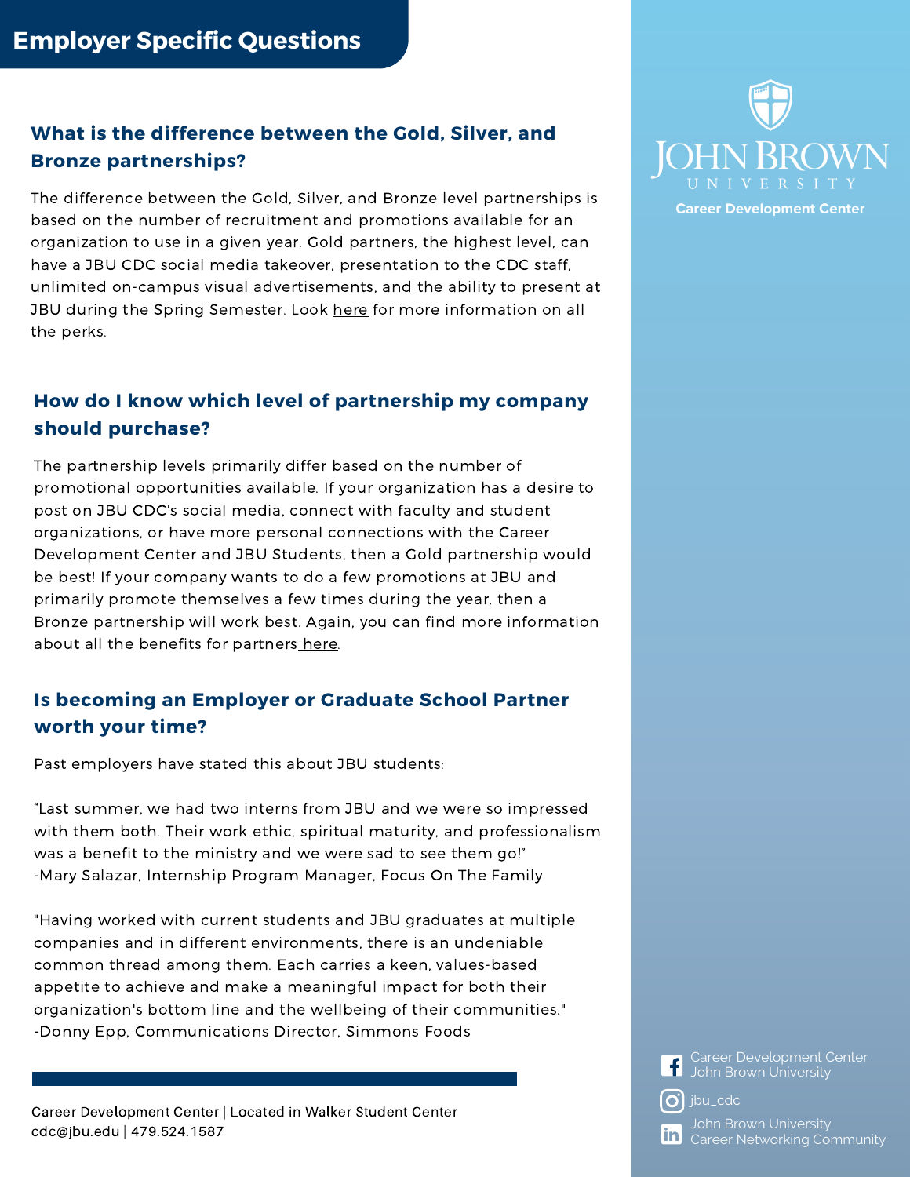# Employer Specific Questions

## What is the difference between the Gold, Silver, and Bronze partnerships?

The difference between the Gold, Silver, and Bronze level partnerships is based on the number of recruitment and promotions available for an organization to use in a given year. Gold partners, the highest level, can have a JBU CDC social media takeover, presentation to the CDC staff, unlimited on-campus visual advertisements, and the ability to present at JBU during the Spring Semester. Look here for more information on all the perks.

## How do I know which level of partnership my company should purchase?

The partnership levels primarily differ based on the number of promotional opportunities available. If your organization has a desire to post on JBU CDC's social media, connect with faculty and student organizations, or have more personal connections with the Career Development Center and JBU Students, then a Gold partnership would be best! If your company wants to do a few promotions at JBU and primarily promote themselves a few times during the year, then a Bronze partnership will work best. Again, you can find more information about all the benefits for partners here.

## Is becoming an Employer or Graduate School Partner worth your time?

Past employers have stated this about JBU students:

"Last summer, we had two interns from JBU and we were so impressed with them both. Their work ethic, spiritual maturity, and professionalism was a benefit to the ministry and we were sad to see them go!"
-Mary Salazar, Internship Program Manager, Focus On The Family

"Having worked with current students and JBU graduates at multiple companies and in different environments, there is an undeniable common thread among them. Each carries a keen, values-based appetite to achieve and make a meaningful impact for both their organization's bottom line and the wellbeing of their communities."
-Donny Epp, Communications Director, Simmons Foods

Career Development Center | Located in Walker Student Center
cdc@jbu.edu | 479.524.1587

John Brown University
Career Development Center

Career Development Center John Brown University

jbu_cdc

John Brown University Career Networking Community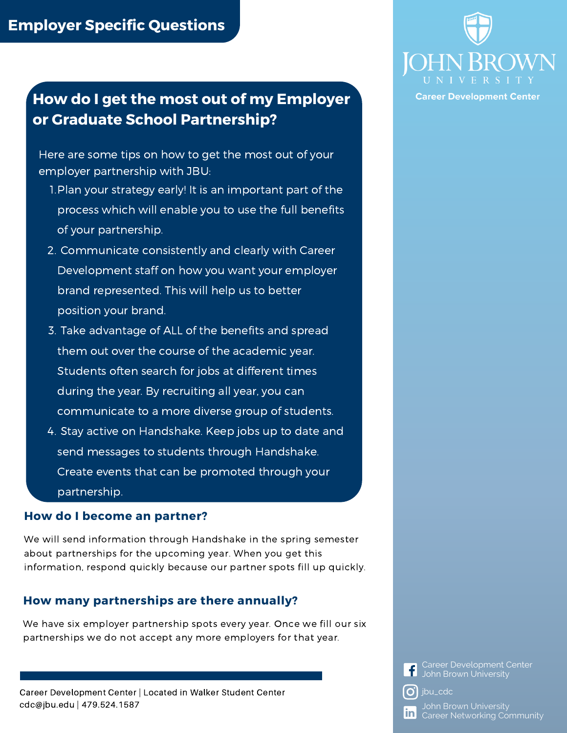# Employer Specific Questions

JOHN BROWN UNIVERSITY

Career Development Center

## How do I get the most out of my Employer or Graduate School Partnership?

Here are some tips on how to get the most out of your employer partnership with JBU:

1. Plan your strategy early! It is an important part of the process which will enable you to use the full benefits of your partnership.
2. Communicate consistently and clearly with Career Development staff on how you want your employer brand represented. This will help us to better position your brand.
3. Take advantage of ALL of the benefits and spread them out over the course of the academic year. Students often search for jobs at different times during the year. By recruiting all year, you can communicate to a more diverse group of students.
4. Stay active on Handshake. Keep jobs up to date and send messages to students through Handshake. Create events that can be promoted through your partnership.

### How do I become an partner?

We will send information through Handshake in the spring semester about partnerships for the upcoming year. When you get this information, respond quickly because our partner spots fill up quickly.

### How many partnerships are there annually?

We have six employer partnership spots every year. Once we fill our six partnerships we do not accept any more employers for that year.

Career Development Center | Located in Walker Student Center
cdc@jbu.edu | 479.524.1587

Career Development Center John Brown University

jbu_cdc

John Brown University Career Networking Community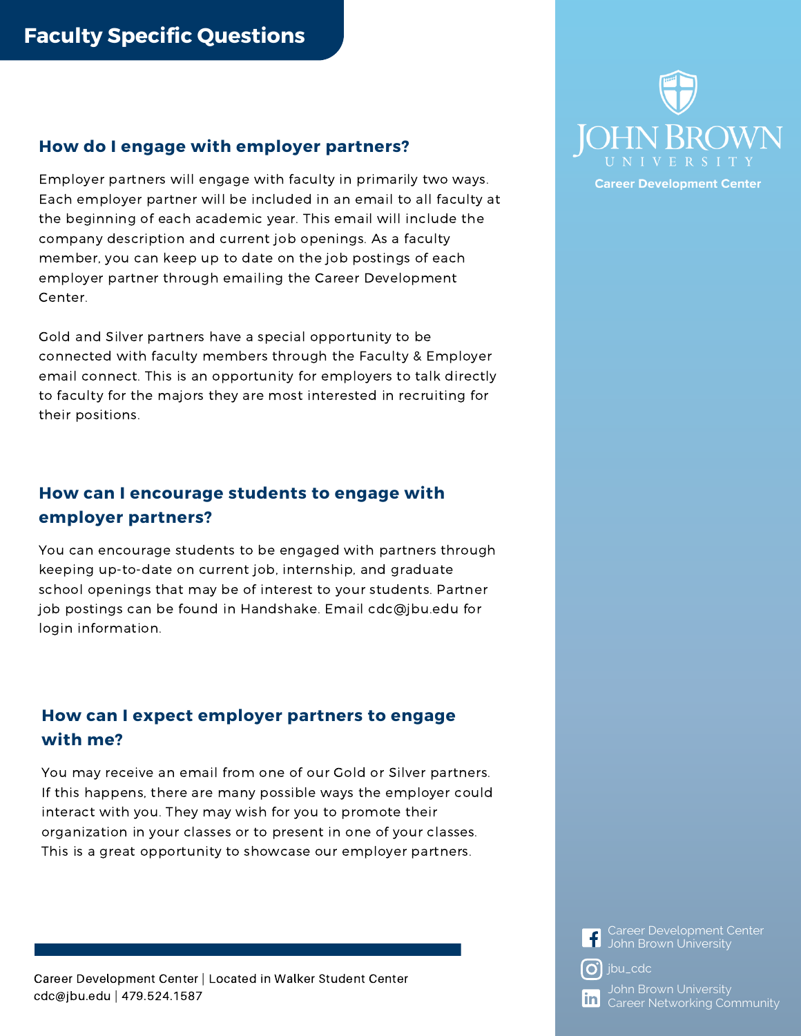# Faculty Specific Questions

## How do I engage with employer partners?

Employer partners will engage with faculty in primarily two ways. Each employer partner will be included in an email to all faculty at the beginning of each academic year. This email will include the company description and current job openings. As a faculty member, you can keep up to date on the job postings of each employer partner through emailing the Career Development Center.

Gold and Silver partners have a special opportunity to be connected with faculty members through the Faculty & Employer email connect. This is an opportunity for employers to talk directly to faculty for the majors they are most interested in recruiting for their positions.

## How can I encourage students to engage with employer partners?

You can encourage students to be engaged with partners through keeping up-to-date on current job, internship, and graduate school openings that may be of interest to your students. Partner job postings can be found in Handshake. Email cdc@jbu.edu for login information.

## How can I expect employer partners to engage with me?

You may receive an email from one of our Gold or Silver partners. If this happens, there are many possible ways the employer could interact with you. They may wish for you to promote their organization in your classes or to present in one of your classes. This is a great opportunity to showcase our employer partners.

Career Development Center | Located in Walker Student Center
cdc@jbu.edu | 479.524.1587

John Brown University
Career Development Center

Career Development Center John Brown University

jbu_cdc

John Brown University Career Networking Community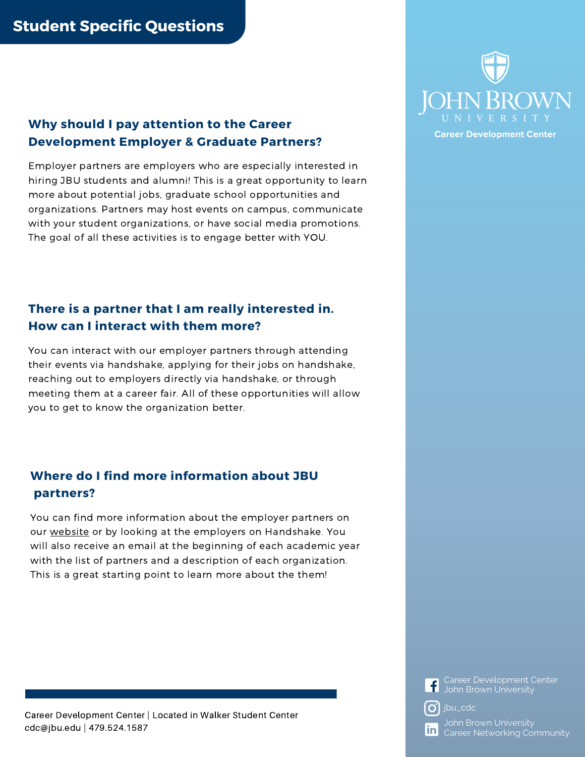# Student Specific Questions

John Brown University

Career Development Center

### Why should I pay attention to the Career Development Employer & Graduate Partners?

Employer partners are employers who are especially interested in hiring JBU students and alumni! This is a great opportunity to learn more about potential jobs, graduate school opportunities and organizations. Partners may host events on campus, communicate with your student organizations, or have social media promotions. The goal of all these activities is to engage better with YOU.

### There is a partner that I am really interested in. How can I interact with them more?

You can interact with our employer partners through attending their events via handshake, applying for their jobs on handshake, reaching out to employers directly via handshake, or through meeting them at a career fair. All of these opportunities will allow you to get to know the organization better.

### Where do I find more information about JBU partners?

You can find more information about the employer partners on our website or by looking at the employers on Handshake. You will also receive an email at the beginning of each academic year with the list of partners and a description of each organization. This is a great starting point to learn more about the them!

Career Development Center | Located in Walker Student Center
cdc@jbu.edu | 479.524.1587

Career Development Center John Brown University

jbu_cdc

John Brown University Career Networking Community